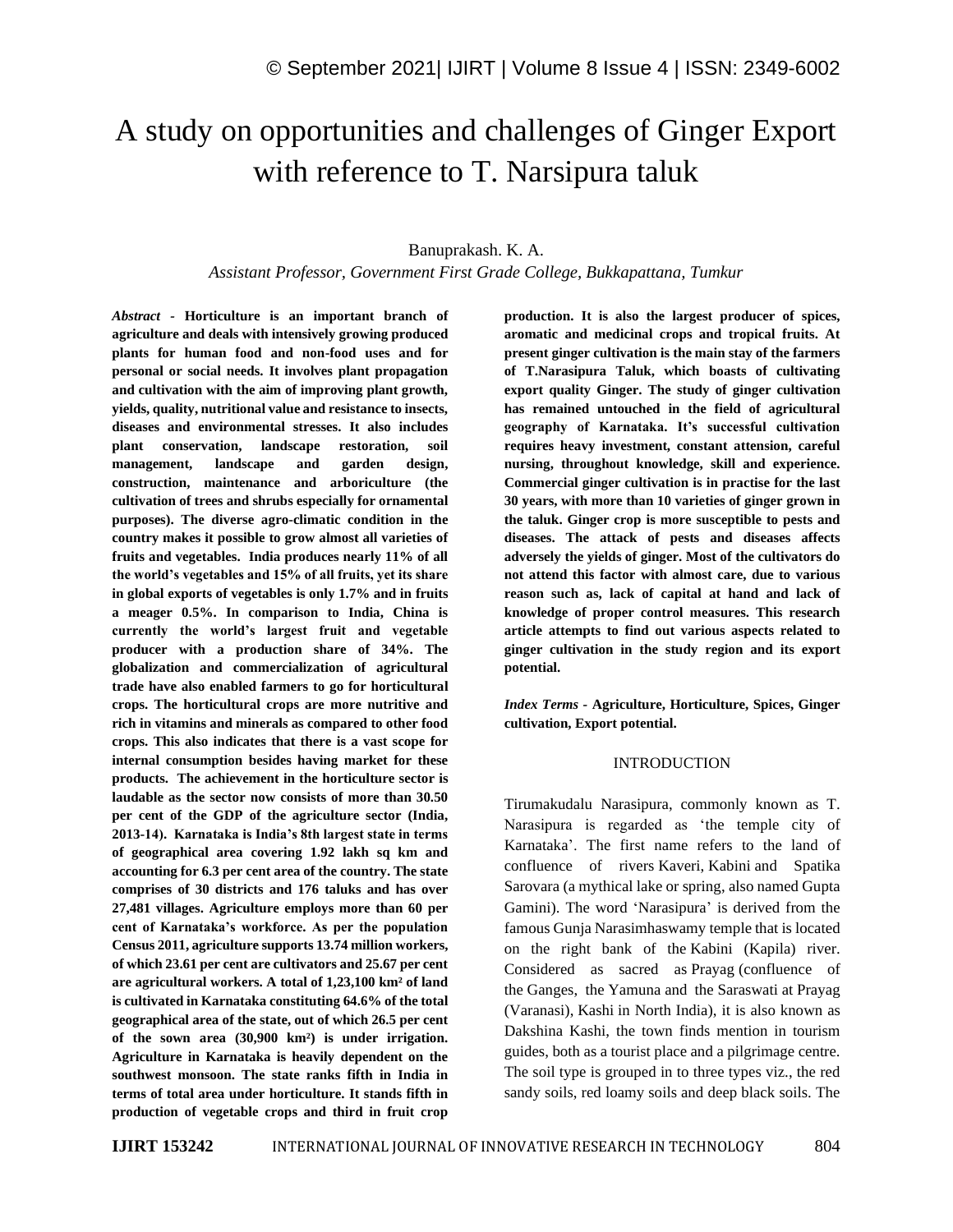# A study on opportunities and challenges of Ginger Export with reference to T. Narsipura taluk

Banuprakash. K. A.

*Assistant Professor, Government First Grade College, Bukkapattana, Tumkur*

***Abstract* - Horticulture is an important branch of agriculture and deals with intensively growing produced plants for human food and non-food uses and for personal or social needs. It involves plant propagation and cultivation with the aim of improving plant growth, yields, quality, nutritional value and resistance to insects, diseases and environmental stresses. It also includes plant conservation, landscape restoration, soil management, landscape and garden design, construction, maintenance and arboriculture (the cultivation of trees and shrubs especially for ornamental purposes). The diverse agro-climatic condition in the country makes it possible to grow almost all varieties of fruits and vegetables. India produces nearly 11% of all the world's vegetables and 15% of all fruits, yet its share in global exports of vegetables is only 1.7% and in fruits a meager 0.5%. In comparison to India, China is currently the world's largest fruit and vegetable producer with a production share of 34%. The globalization and commercialization of agricultural trade have also enabled farmers to go for horticultural crops. The horticultural crops are more nutritive and rich in vitamins and minerals as compared to other food crops. This also indicates that there is a vast scope for internal consumption besides having market for these products. The achievement in the horticulture sector is laudable as the sector now consists of more than 30.50 per cent of the GDP of the agriculture sector (India, 2013-14). Karnataka is India's 8th largest state in terms of geographical area covering 1.92 lakh sq km and accounting for 6.3 per cent area of the country. The state comprises of 30 districts and 176 taluks and has over 27,481 villages. Agriculture employs more than 60 per cent of Karnataka's workforce. As per the population Census 2011, agriculture supports 13.74 million workers, of which 23.61 per cent are cultivators and 25.67 per cent are agricultural workers. A total of 1,23,100 km² of land is cultivated in Karnataka constituting 64.6% of the total geographical area of the state, out of which 26.5 per cent of the sown area (30,900 km²) is under irrigation. Agriculture in Karnataka is heavily dependent on the southwest monsoon. The state ranks fifth in India in terms of total area under horticulture. It stands fifth in production of vegetable crops and third in fruit crop production. It is also the largest producer of spices, aromatic and medicinal crops and tropical fruits. At present ginger cultivation is the main stay of the farmers of T.Narasipura Taluk, which boasts of cultivating export quality Ginger. The study of ginger cultivation has remained untouched in the field of agricultural geography of Karnataka. It's successful cultivation requires heavy investment, constant attension, careful nursing, throughout knowledge, skill and experience. Commercial ginger cultivation is in practise for the last 30 years, with more than 10 varieties of ginger grown in the taluk. Ginger crop is more susceptible to pests and diseases. The attack of pests and diseases affects adversely the yields of ginger. Most of the cultivators do not attend this factor with almost care, due to various reason such as, lack of capital at hand and lack of knowledge of proper control measures. This research article attempts to find out various aspects related to ginger cultivation in the study region and its export potential.**

***Index Terms* - Agriculture, Horticulture, Spices, Ginger cultivation, Export potential.**

## INTRODUCTION

Tirumakudalu Narasipura, commonly known as T. Narasipura is regarded as 'the temple city of Karnataka'. The first name refers to the land of confluence of rivers Kaveri, Kabini and Spatika Sarovara (a mythical lake or spring, also named Gupta Gamini). The word 'Narasipura' is derived from the famous Gunja Narasimhaswamy temple that is located on the right bank of the Kabini (Kapila) river. Considered as sacred as Prayag (confluence of the Ganges, the Yamuna and the Saraswati at Prayag (Varanasi), Kashi in North India), it is also known as Dakshina Kashi, the town finds mention in tourism guides, both as a tourist place and a pilgrimage centre. The soil type is grouped in to three types viz., the red sandy soils, red loamy soils and deep black soils. The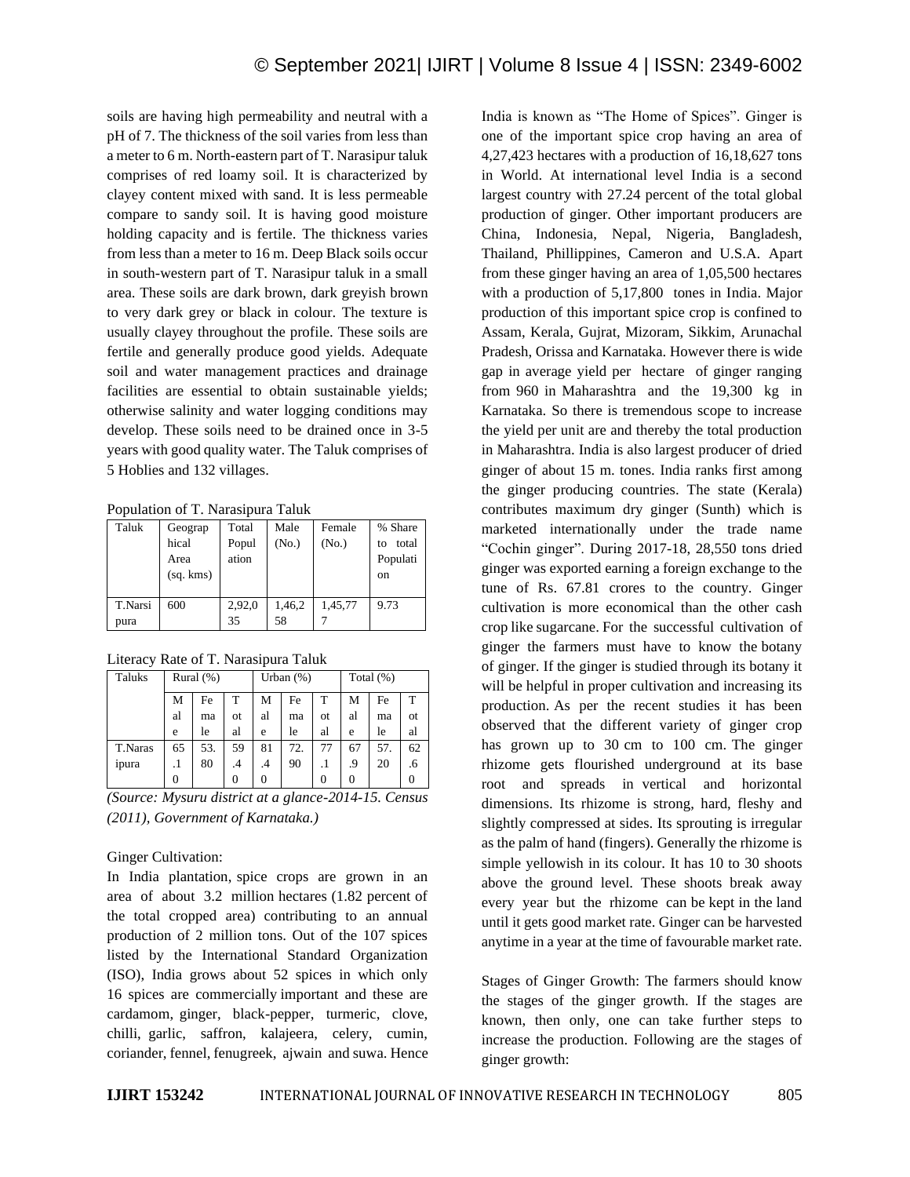soils are having high permeability and neutral with a pH of 7. The thickness of the soil varies from less than a meter to 6 m. North-eastern part of T. Narasipur taluk comprises of red loamy soil. It is characterized by clayey content mixed with sand. It is less permeable compare to sandy soil. It is having good moisture holding capacity and is fertile. The thickness varies from less than a meter to 16 m. Deep Black soils occur in south-western part of T. Narasipur taluk in a small area. These soils are dark brown, dark greyish brown to very dark grey or black in colour. The texture is usually clayey throughout the profile. These soils are fertile and generally produce good yields. Adequate soil and water management practices and drainage facilities are essential to obtain sustainable yields; otherwise salinity and water logging conditions may develop. These soils need to be drained once in 3-5 years with good quality water. The Taluk comprises of 5 Hoblies and 132 villages.

Population of T. Narasipura Taluk

| Taluk | Geographical Area (sq. kms) | Total Population | Male (No.) | Female (No.) | % Share to total Population |
|---|---|---|---|---|---|
| T.Narsipura | 600 | 2,92,035 | 1,46,258 | 1,45,777 | 9.73 |

Literacy Rate of T. Narasipura Taluk

| Taluks | Rural (%) | | | Urban (%) | | | Total (%) | | |
|---|---|---|---|---|---|---|---|---|---|
| | Male | Female | Total | Male | Female | Total | Male | Female | Total |
| T.Narasipura | 65.10 | 53.80 | 59.40 | 81.40 | 72.90 | 77.10 | 67.90 | 57.20 | 62.60 |

*(Source: Mysuru district at a glance-2014-15. Census (2011), Government of Karnataka.)*

Ginger Cultivation:

In India plantation, spice crops are grown in an area of about 3.2 million hectares (1.82 percent of the total cropped area) contributing to an annual production of 2 million tons. Out of the 107 spices listed by the International Standard Organization (ISO), India grows about 52 spices in which only 16 spices are commercially important and these are cardamom, ginger, black-pepper, turmeric, clove, chilli, garlic, saffron, kalajeera, celery, cumin, coriander, fennel, fenugreek, ajwain and suwa. Hence India is known as "The Home of Spices". Ginger is one of the important spice crop having an area of 4,27,423 hectares with a production of 16,18,627 tons in World. At international level India is a second largest country with 27.24 percent of the total global production of ginger. Other important producers are China, Indonesia, Nepal, Nigeria, Bangladesh, Thailand, Phillippines, Cameron and U.S.A. Apart from these ginger having an area of 1,05,500 hectares with a production of 5,17,800 tones in India. Major production of this important spice crop is confined to Assam, Kerala, Gujrat, Mizoram, Sikkim, Arunachal Pradesh, Orissa and Karnataka. However there is wide gap in average yield per hectare of ginger ranging from 960 in Maharashtra and the 19,300 kg in Karnataka. So there is tremendous scope to increase the yield per unit are and thereby the total production in Maharashtra. India is also largest producer of dried ginger of about 15 m. tones. India ranks first among the ginger producing countries. The state (Kerala) contributes maximum dry ginger (Sunth) which is marketed internationally under the trade name "Cochin ginger". During 2017-18, 28,550 tons dried ginger was exported earning a foreign exchange to the tune of Rs. 67.81 crores to the country. Ginger cultivation is more economical than the other cash crop like sugarcane. For the successful cultivation of ginger the farmers must have to know the botany of ginger. If the ginger is studied through its botany it will be helpful in proper cultivation and increasing its production. As per the recent studies it has been observed that the different variety of ginger crop has grown up to 30 cm to 100 cm. The ginger rhizome gets flourished underground at its base root and spreads in vertical and horizontal dimensions. Its rhizome is strong, hard, fleshy and slightly compressed at sides. Its sprouting is irregular as the palm of hand (fingers). Generally the rhizome is simple yellowish in its colour. It has 10 to 30 shoots above the ground level. These shoots break away every year but the rhizome can be kept in the land until it gets good market rate. Ginger can be harvested anytime in a year at the time of favourable market rate.

Stages of Ginger Growth: The farmers should know the stages of the ginger growth. If the stages are known, then only, one can take further steps to increase the production. Following are the stages of ginger growth: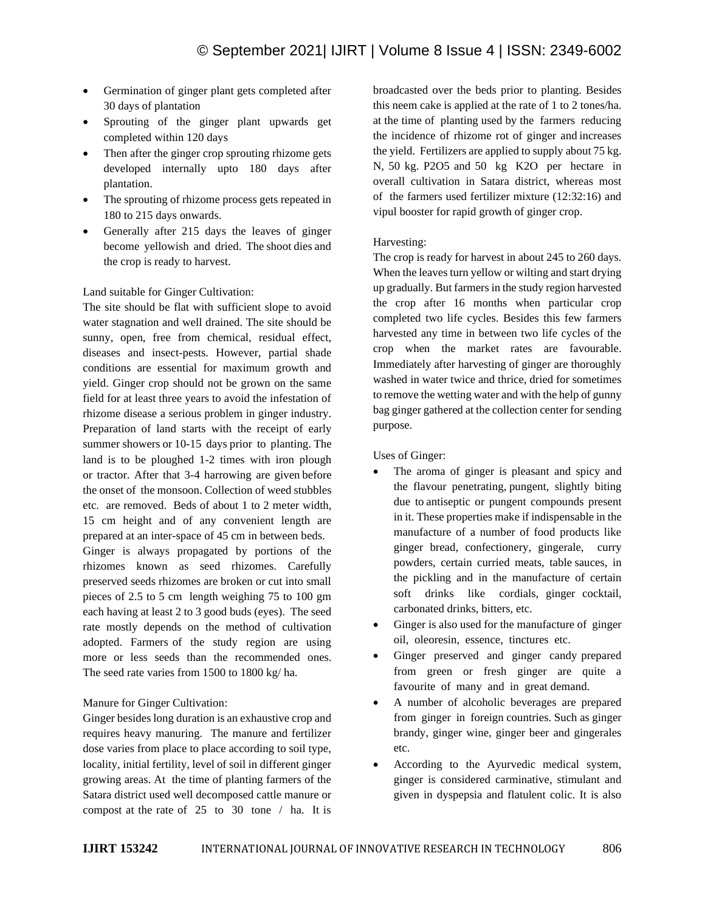- Germination of ginger plant gets completed after 30 days of plantation
- Sprouting of the ginger plant upwards get completed within 120 days
- Then after the ginger crop sprouting rhizome gets developed internally upto 180 days after plantation.
- The sprouting of rhizome process gets repeated in 180 to 215 days onwards.
- Generally after 215 days the leaves of ginger become yellowish and dried. The shoot dies and the crop is ready to harvest.

Land suitable for Ginger Cultivation:

The site should be flat with sufficient slope to avoid water stagnation and well drained. The site should be sunny, open, free from chemical, residual effect, diseases and insect-pests. However, partial shade conditions are essential for maximum growth and yield. Ginger crop should not be grown on the same field for at least three years to avoid the infestation of rhizome disease a serious problem in ginger industry. Preparation of land starts with the receipt of early summer showers or 10-15 days prior to planting. The land is to be ploughed 1-2 times with iron plough or tractor. After that 3-4 harrowing are given before the onset of the monsoon. Collection of weed stubbles etc. are removed. Beds of about 1 to 2 meter width, 15 cm height and of any convenient length are prepared at an inter-space of 45 cm in between beds.

Ginger is always propagated by portions of the rhizomes known as seed rhizomes. Carefully preserved seeds rhizomes are broken or cut into small pieces of 2.5 to 5 cm length weighing 75 to 100 gm each having at least 2 to 3 good buds (eyes). The seed rate mostly depends on the method of cultivation adopted. Farmers of the study region are using more or less seeds than the recommended ones. The seed rate varies from 1500 to 1800 kg/ ha.

Manure for Ginger Cultivation:

Ginger besides long duration is an exhaustive crop and requires heavy manuring. The manure and fertilizer dose varies from place to place according to soil type, locality, initial fertility, level of soil in different ginger growing areas. At the time of planting farmers of the Satara district used well decomposed cattle manure or compost at the rate of 25 to 30 tone / ha. It is broadcasted over the beds prior to planting. Besides this neem cake is applied at the rate of 1 to 2 tones/ha. at the time of planting used by the farmers reducing the incidence of rhizome rot of ginger and increases the yield. Fertilizers are applied to supply about 75 kg. N, 50 kg. $P_2O_5$ and 50 kg $K_2O$ per hectare in overall cultivation in Satara district, whereas most of the farmers used fertilizer mixture (12:32:16) and vipul booster for rapid growth of ginger crop.

Harvesting:

The crop is ready for harvest in about 245 to 260 days. When the leaves turn yellow or wilting and start drying up gradually. But farmers in the study region harvested the crop after 16 months when particular crop completed two life cycles. Besides this few farmers harvested any time in between two life cycles of the crop when the market rates are favourable. Immediately after harvesting of ginger are thoroughly washed in water twice and thrice, dried for sometimes to remove the wetting water and with the help of gunny bag ginger gathered at the collection center for sending purpose.

Uses of Ginger:

- The aroma of ginger is pleasant and spicy and the flavour penetrating, pungent, slightly biting due to antiseptic or pungent compounds present in it. These properties make if indispensable in the manufacture of a number of food products like ginger bread, confectionery, gingerale, curry powders, certain curried meats, table sauces, in the pickling and in the manufacture of certain soft drinks like cordials, ginger cocktail, carbonated drinks, bitters, etc.
- Ginger is also used for the manufacture of ginger oil, oleoresin, essence, tinctures etc.
- Ginger preserved and ginger candy prepared from green or fresh ginger are quite a favourite of many and in great demand.
- A number of alcoholic beverages are prepared from ginger in foreign countries. Such as ginger brandy, ginger wine, ginger beer and gingerales etc.
- According to the Ayurvedic medical system, ginger is considered carminative, stimulant and given in dyspepsia and flatulent colic. It is also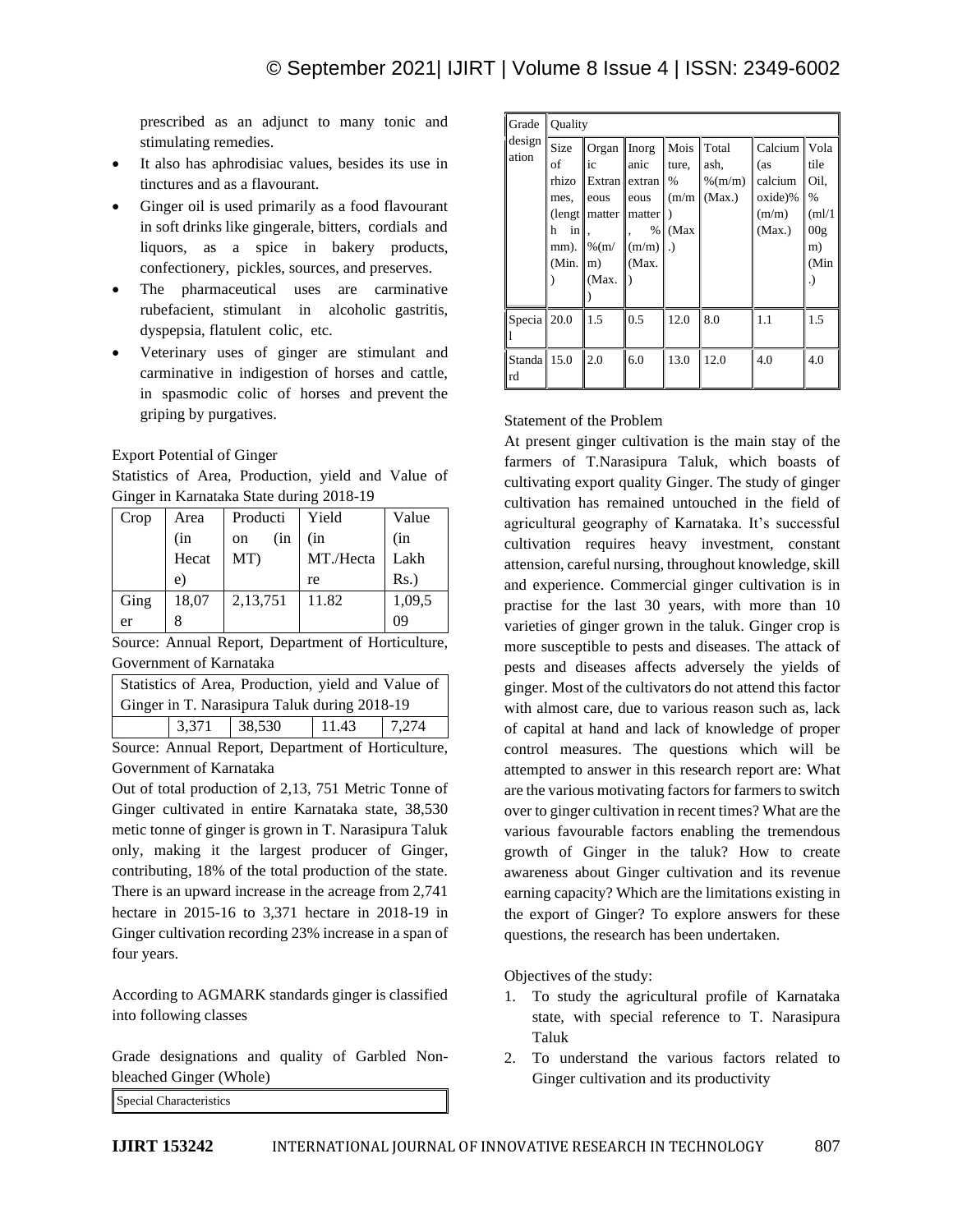prescribed as an adjunct to many tonic and stimulating remedies.

- It also has aphrodisiac values, besides its use in tinctures and as a flavourant.
- Ginger oil is used primarily as a food flavourant in soft drinks like gingerale, bitters, cordials and liquors, as a spice in bakery products, confectionery, pickles, sources, and preserves.
- The pharmaceutical uses are carminative rubefacient, stimulant in alcoholic gastritis, dyspepsia, flatulent colic, etc.
- Veterinary uses of ginger are stimulant and carminative in indigestion of horses and cattle, in spasmodic colic of horses and prevent the griping by purgatives.

Export Potential of Ginger

Statistics of Area, Production, yield and Value of Ginger in Karnataka State during 2018-19

| Crop | Area (in Hecate) | Production (in MT) | Yield (in MT./Hectare | Value (in Lakh Rs.) |
|---|---|---|---|---|
| Ginger | 18,078 | 2,13,751 | 11.82 | 1,09,509 |

Source: Annual Report, Department of Horticulture, Government of Karnataka

| Statistics of Area, Production, yield and Value of Ginger in T. Narasipura Taluk during 2018-19 | | | | |
|---|---|---|---|---|
| | 3,371 | 38,530 | 11.43 | 7,274 |

Source: Annual Report, Department of Horticulture, Government of Karnataka

Out of total production of 2,13, 751 Metric Tonne of Ginger cultivated in entire Karnataka state, 38,530 metic tonne of ginger is grown in T. Narasipura Taluk only, making it the largest producer of Ginger, contributing, 18% of the total production of the state. There is an upward increase in the acreage from 2,741 hectare in 2015-16 to 3,371 hectare in 2018-19 in Ginger cultivation recording 23% increase in a span of four years.

According to AGMARK standards ginger is classified into following classes

Grade designations and quality of Garbled Non-bleached Ginger (Whole)

| Special Characteristics | | | | | | | |
|---|---|---|---|---|---|---|---|
| Grade designation | Quality | | | | | | |
| | Size of rhizomes, (length in mm). (Min.) | Organic Extraneous matter, %(m/m) (Max.) | Inorganic extraneous matter, % (m/m) (Max.) | Moisture, % (m/m) (Max.) | Total ash, %(m/m) (Max.) | Calcium (as calcium oxide)% (m/m) (Max.) | Volatile Oil, % (ml/100gm) (Min.) |
| Special | 20.0 | 1.5 | 0.5 | 12.0 | 8.0 | 1.1 | 1.5 |
| Standard | 15.0 | 2.0 | 6.0 | 13.0 | 12.0 | 4.0 | 4.0 |

Statement of the Problem

At present ginger cultivation is the main stay of the farmers of T.Narasipura Taluk, which boasts of cultivating export quality Ginger. The study of ginger cultivation has remained untouched in the field of agricultural geography of Karnataka. It's successful cultivation requires heavy investment, constant attension, careful nursing, throughout knowledge, skill and experience. Commercial ginger cultivation is in practise for the last 30 years, with more than 10 varieties of ginger grown in the taluk. Ginger crop is more susceptible to pests and diseases. The attack of pests and diseases affects adversely the yields of ginger. Most of the cultivators do not attend this factor with almost care, due to various reason such as, lack of capital at hand and lack of knowledge of proper control measures. The questions which will be attempted to answer in this research report are: What are the various motivating factors for farmers to switch over to ginger cultivation in recent times? What are the various favourable factors enabling the tremendous growth of Ginger in the taluk? How to create awareness about Ginger cultivation and its revenue earning capacity? Which are the limitations existing in the export of Ginger? To explore answers for these questions, the research has been undertaken.

Objectives of the study:

1. To study the agricultural profile of Karnataka state, with special reference to T. Narasipura Taluk
2. To understand the various factors related to Ginger cultivation and its productivity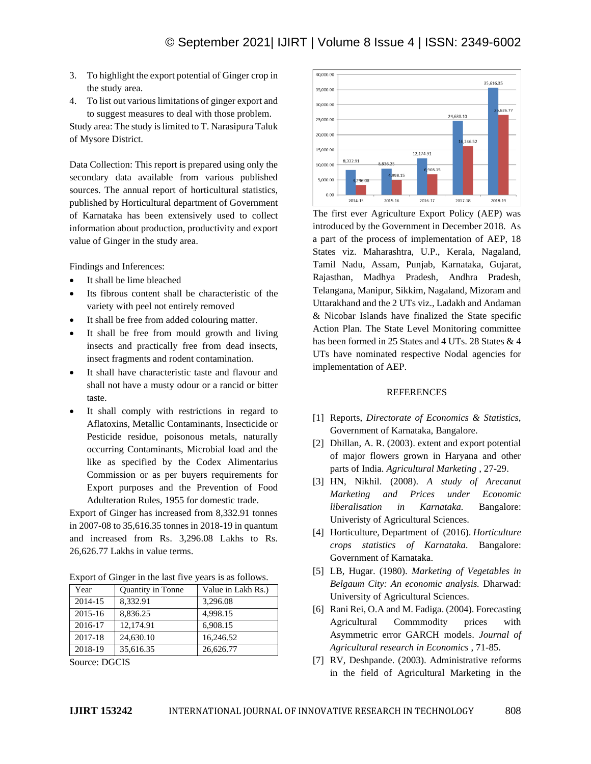3. To highlight the export potential of Ginger crop in the study area.
4. To list out various limitations of ginger export and to suggest measures to deal with those problem.

Study area: The study is limited to T. Narasipura Taluk of Mysore District.

Data Collection: This report is prepared using only the secondary data available from various published sources. The annual report of horticultural statistics, published by Horticultural department of Government of Karnataka has been extensively used to collect information about production, productivity and export value of Ginger in the study area.

Findings and Inferences:

- It shall be lime bleached
- Its fibrous content shall be characteristic of the variety with peel not entirely removed
- It shall be free from added colouring matter.
- It shall be free from mould growth and living insects and practically free from dead insects, insect fragments and rodent contamination.
- It shall have characteristic taste and flavour and shall not have a musty odour or a rancid or bitter taste.
- It shall comply with restrictions in regard to Aflatoxins, Metallic Contaminants, Insecticide or Pesticide residue, poisonous metals, naturally occurring Contaminants, Microbial load and the like as specified by the Codex Alimentarius Commission or as per buyers requirements for Export purposes and the Prevention of Food Adulteration Rules, 1955 for domestic trade.

Export of Ginger has increased from 8,332.91 tonnes in 2007-08 to 35,616.35 tonnes in 2018-19 in quantum and increased from Rs. 3,296.08 Lakhs to Rs. 26,626.77 Lakhs in value terms.

Export of Ginger in the last five years is as follows.

| Year | Quantity in Tonne | Value in Lakh Rs.) |
|---|---|---|
| 2014-15 | 8,332.91 | 3,296.08 |
| 2015-16 | 8,836.25 | 4,998.15 |
| 2016-17 | 12,174.91 | 6,908.15 |
| 2017-18 | 24,630.10 | 16,246.52 |
| 2018-19 | 35,616.35 | 26,626.77 |

Source: DGCIS

The first ever Agriculture Export Policy (AEP) was introduced by the Government in December 2018. As a part of the process of implementation of AEP, 18 States viz. Maharashtra, U.P., Kerala, Nagaland, Tamil Nadu, Assam, Punjab, Karnataka, Gujarat, Rajasthan, Madhya Pradesh, Andhra Pradesh, Telangana, Manipur, Sikkim, Nagaland, Mizoram and Uttarakhand and the 2 UTs viz., Ladakh and Andaman & Nicobar Islands have finalized the State specific Action Plan. The State Level Monitoring committee has been formed in 25 States and 4 UTs. 28 States & 4 UTs have nominated respective Nodal agencies for implementation of AEP.

## REFERENCES

[1] Reports, *Directorate of Economics & Statistics*, Government of Karnataka, Bangalore.

[2] Dhillan, A. R. (2003). extent and export potential of major flowers grown in Haryana and other parts of India. *Agricultural Marketing* , 27-29.

[3] HN, Nikhil. (2008). *A study of Arecanut Marketing and Prices under Economic liberalisation in Karnataka.* Bangalore: Univeristy of Agricultural Sciences.

[4] Horticulture, Department of (2016). *Horticulture crops statistics of Karnataka.* Bangalore: Government of Karnataka.

[5] LB, Hugar. (1980). *Marketing of Vegetables in Belgaum City: An economic analysis.* Dharwad: University of Agricultural Sciences.

[6] Rani Rei, O.A and M. Fadiga. (2004). Forecasting Agricultural Commmodity prices with Asymmetric error GARCH models. *Journal of Agricultural research in Economics* , 71-85.

[7] RV, Deshpande. (2003). Administrative reforms in the field of Agricultural Marketing in the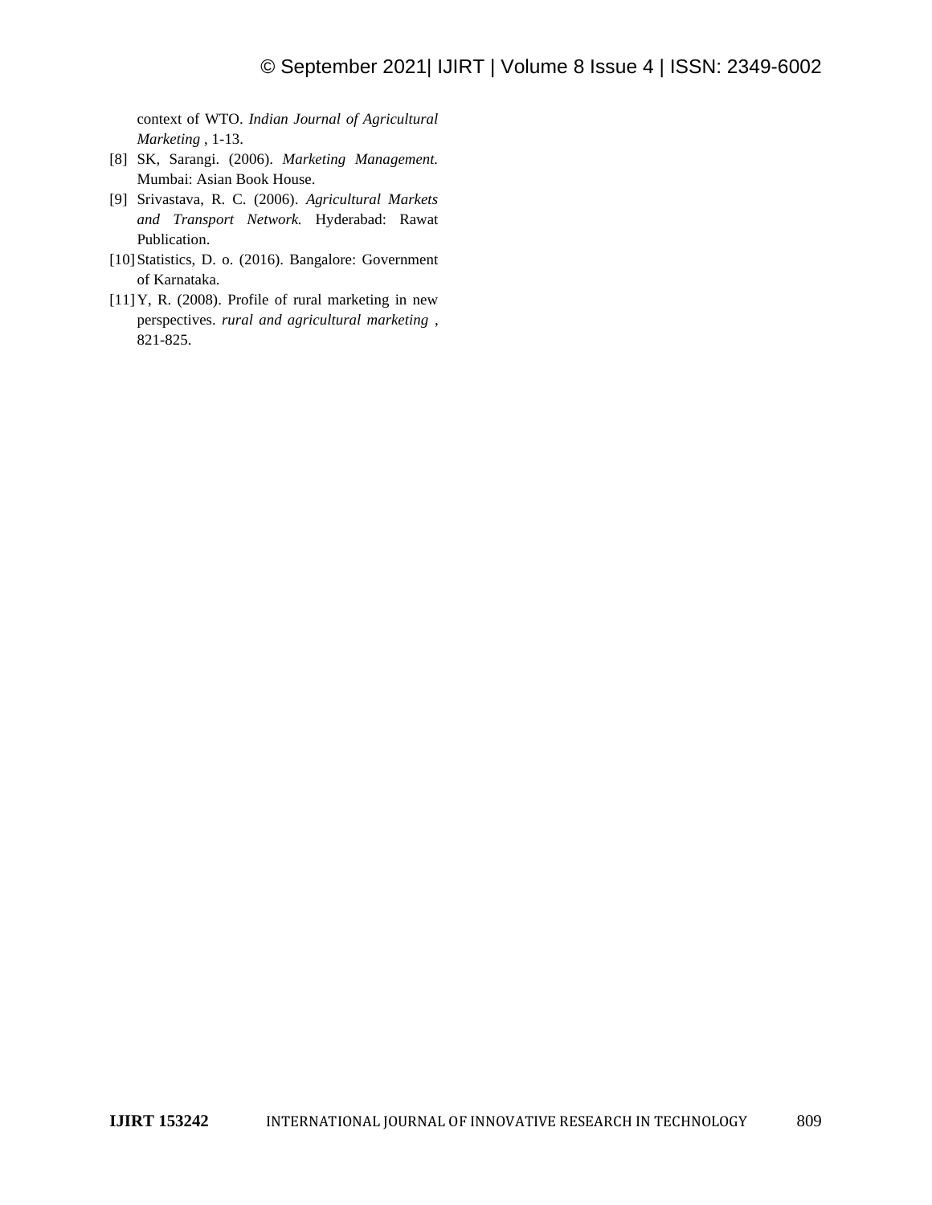context of WTO. *Indian Journal of Agricultural Marketing* , 1-13.

[8] SK, Sarangi. (2006). *Marketing Management.* Mumbai: Asian Book House.

[9] Srivastava, R. C. (2006). *Agricultural Markets and Transport Network.* Hyderabad: Rawat Publication.

[10] Statistics, D. o. (2016). Bangalore: Government of Karnataka.

[11] Y, R. (2008). Profile of rural marketing in new perspectives. *rural and agricultural marketing* , 821-825.